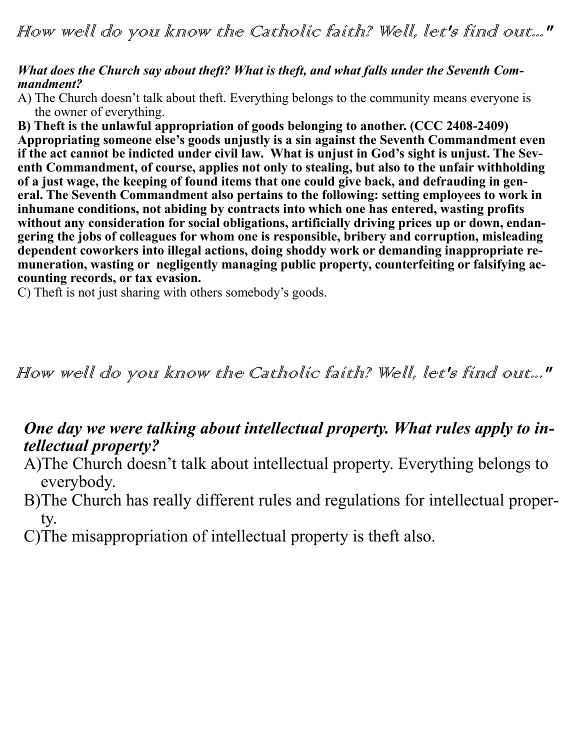# How well do you know the Catholic faith? Well, let's find out..."

***What does the Church say about theft? What is theft, and what falls under the Seventh Commandment?***

A) The Church doesn't talk about theft. Everything belongs to the community means everyone is the owner of everything.

**B) Theft is the unlawful appropriation of goods belonging to another. (CCC 2408-2409) Appropriating someone else's goods unjustly is a sin against the Seventh Commandment even if the act cannot be indicted under civil law. What is unjust in God's sight is unjust. The Seventh Commandment, of course, applies not only to stealing, but also to the unfair withholding of a just wage, the keeping of found items that one could give back, and defrauding in general. The Seventh Commandment also pertains to the following: setting employees to work in inhumane conditions, not abiding by contracts into which one has entered, wasting profits without any consideration for social obligations, artificially driving prices up or down, endangering the jobs of colleagues for whom one is responsible, bribery and corruption, misleading dependent coworkers into illegal actions, doing shoddy work or demanding inappropriate remuneration, wasting or negligently managing public property, counterfeiting or falsifying accounting records, or tax evasion.**

C) Theft is not just sharing with others somebody's goods.

# How well do you know the Catholic faith? Well, let's find out..."

## *One day we were talking about intellectual property. What rules apply to intellectual property?*

A) The Church doesn't talk about intellectual property. Everything belongs to everybody.

B) The Church has really different rules and regulations for intellectual property.

C) The misappropriation of intellectual property is theft also.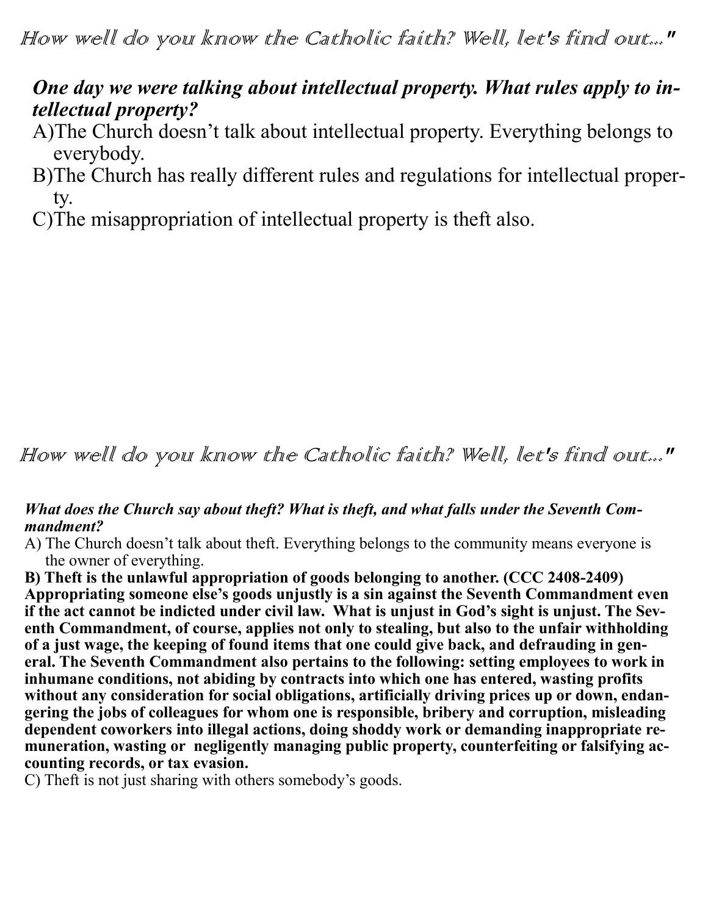*How well do you know the Catholic faith? Well, let's find out..."*

***One day we were talking about intellectual property. What rules apply to intellectual property?***

A)The Church doesn't talk about intellectual property. Everything belongs to everybody.

B)The Church has really different rules and regulations for intellectual property.

C)The misappropriation of intellectual property is theft also.

*How well do you know the Catholic faith? Well, let's find out..."*

***What does the Church say about theft? What is theft, and what falls under the Seventh Commandment?***

A) The Church doesn't talk about theft. Everything belongs to the community means everyone is the owner of everything.

**B) Theft is the unlawful appropriation of goods belonging to another. (CCC 2408-2409) Appropriating someone else's goods unjustly is a sin against the Seventh Commandment even if the act cannot be indicted under civil law. What is unjust in God's sight is unjust. The Seventh Commandment, of course, applies not only to stealing, but also to the unfair withholding of a just wage, the keeping of found items that one could give back, and defrauding in general. The Seventh Commandment also pertains to the following: setting employees to work in inhumane conditions, not abiding by contracts into which one has entered, wasting profits without any consideration for social obligations, artificially driving prices up or down, endangering the jobs of colleagues for whom one is responsible, bribery and corruption, misleading dependent coworkers into illegal actions, doing shoddy work or demanding inappropriate remuneration, wasting or negligently managing public property, counterfeiting or falsifying accounting records, or tax evasion.**

C) Theft is not just sharing with others somebody's goods.